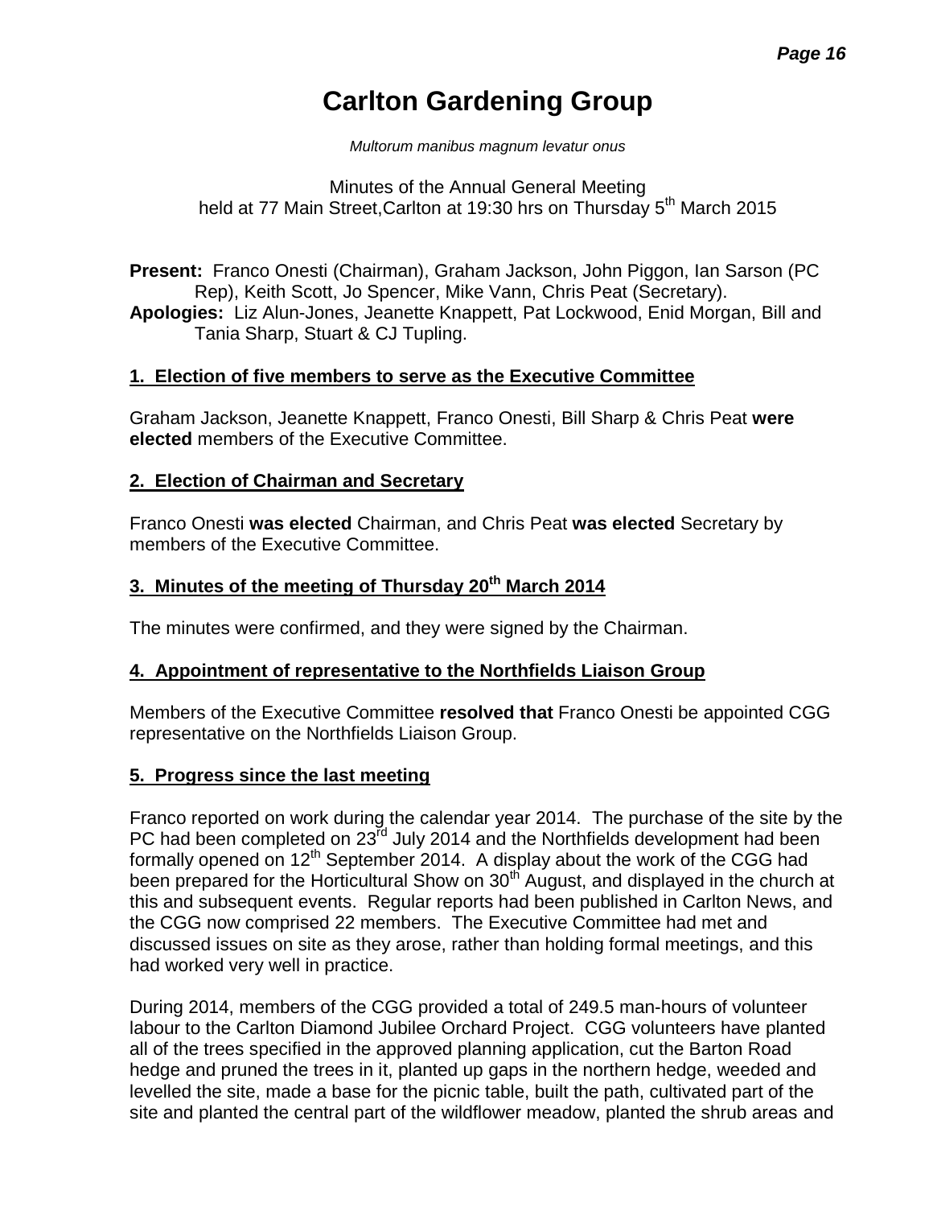# Carlton Gardening Group

*Multorum manibus magnum levatur onus*

Minutes of the Annual General Meeting
held at 77 Main Street,Carlton at 19:30 hrs on Thursday 5th March 2015

**Present:** Franco Onesti (Chairman), Graham Jackson, John Piggon, Ian Sarson (PC Rep), Keith Scott, Jo Spencer, Mike Vann, Chris Peat (Secretary).
**Apologies:** Liz Alun-Jones, Jeanette Knappett, Pat Lockwood, Enid Morgan, Bill and Tania Sharp, Stuart & CJ Tupling.

## 1. Election of five members to serve as the Executive Committee

Graham Jackson, Jeanette Knappett, Franco Onesti, Bill Sharp & Chris Peat **were elected** members of the Executive Committee.

## 2. Election of Chairman and Secretary

Franco Onesti **was elected** Chairman, and Chris Peat **was elected** Secretary by members of the Executive Committee.

## 3. Minutes of the meeting of Thursday 20th March 2014

The minutes were confirmed, and they were signed by the Chairman.

## 4. Appointment of representative to the Northfields Liaison Group

Members of the Executive Committee **resolved that** Franco Onesti be appointed CGG representative on the Northfields Liaison Group.

## 5. Progress since the last meeting

Franco reported on work during the calendar year 2014. The purchase of the site by the PC had been completed on 23rd July 2014 and the Northfields development had been formally opened on 12th September 2014. A display about the work of the CGG had been prepared for the Horticultural Show on 30th August, and displayed in the church at this and subsequent events. Regular reports had been published in Carlton News, and the CGG now comprised 22 members. The Executive Committee had met and discussed issues on site as they arose, rather than holding formal meetings, and this had worked very well in practice.

During 2014, members of the CGG provided a total of 249.5 man-hours of volunteer labour to the Carlton Diamond Jubilee Orchard Project. CGG volunteers have planted all of the trees specified in the approved planning application, cut the Barton Road hedge and pruned the trees in it, planted up gaps in the northern hedge, weeded and levelled the site, made a base for the picnic table, built the path, cultivated part of the site and planted the central part of the wildflower meadow, planted the shrub areas and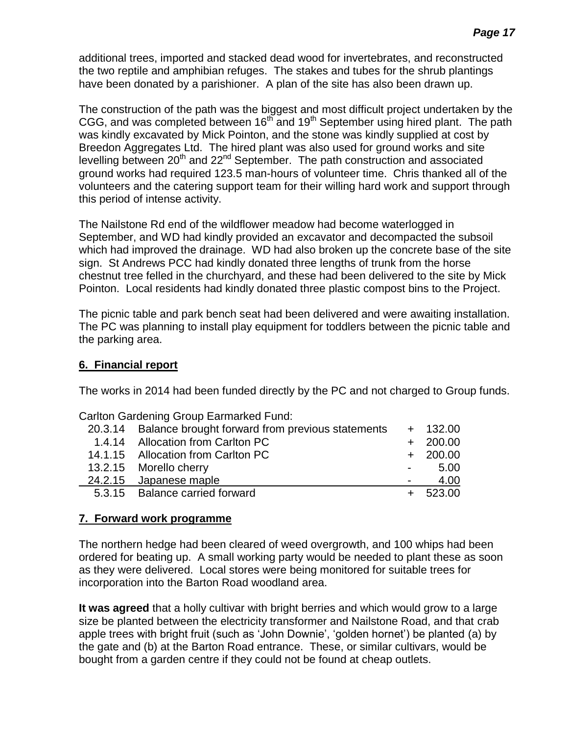additional trees, imported and stacked dead wood for invertebrates, and reconstructed the two reptile and amphibian refuges. The stakes and tubes for the shrub plantings have been donated by a parishioner. A plan of the site has also been drawn up.

The construction of the path was the biggest and most difficult project undertaken by the CGG, and was completed between 16th and 19th September using hired plant. The path was kindly excavated by Mick Pointon, and the stone was kindly supplied at cost by Breedon Aggregates Ltd. The hired plant was also used for ground works and site levelling between 20th and 22nd September. The path construction and associated ground works had required 123.5 man-hours of volunteer time. Chris thanked all of the volunteers and the catering support team for their willing hard work and support through this period of intense activity.

The Nailstone Rd end of the wildflower meadow had become waterlogged in September, and WD had kindly provided an excavator and decompacted the subsoil which had improved the drainage. WD had also broken up the concrete base of the site sign. St Andrews PCC had kindly donated three lengths of trunk from the horse chestnut tree felled in the churchyard, and these had been delivered to the site by Mick Pointon. Local residents had kindly donated three plastic compost bins to the Project.

The picnic table and park bench seat had been delivered and were awaiting installation. The PC was planning to install play equipment for toddlers between the picnic table and the parking area.

## 6. Financial report

The works in 2014 had been funded directly by the PC and not charged to Group funds.

Carlton Gardening Group Earmarked Fund:

| Date | Item | | Amount |
|---|---|---|---|
| 20.3.14 | Balance brought forward from previous statements | + | 132.00 |
| 1.4.14 | Allocation from Carlton PC | + | 200.00 |
| 14.1.15 | Allocation from Carlton PC | + | 200.00 |
| 13.2.15 | Morello cherry | - | 5.00 |
| 24.2.15 | Japanese maple | - | 4.00 |
| 5.3.15 | Balance carried forward | + | 523.00 |

## 7. Forward work programme

The northern hedge had been cleared of weed overgrowth, and 100 whips had been ordered for beating up. A small working party would be needed to plant these as soon as they were delivered. Local stores were being monitored for suitable trees for incorporation into the Barton Road woodland area.

**It was agreed** that a holly cultivar with bright berries and which would grow to a large size be planted between the electricity transformer and Nailstone Road, and that crab apple trees with bright fruit (such as 'John Downie', 'golden hornet') be planted (a) by the gate and (b) at the Barton Road entrance. These, or similar cultivars, would be bought from a garden centre if they could not be found at cheap outlets.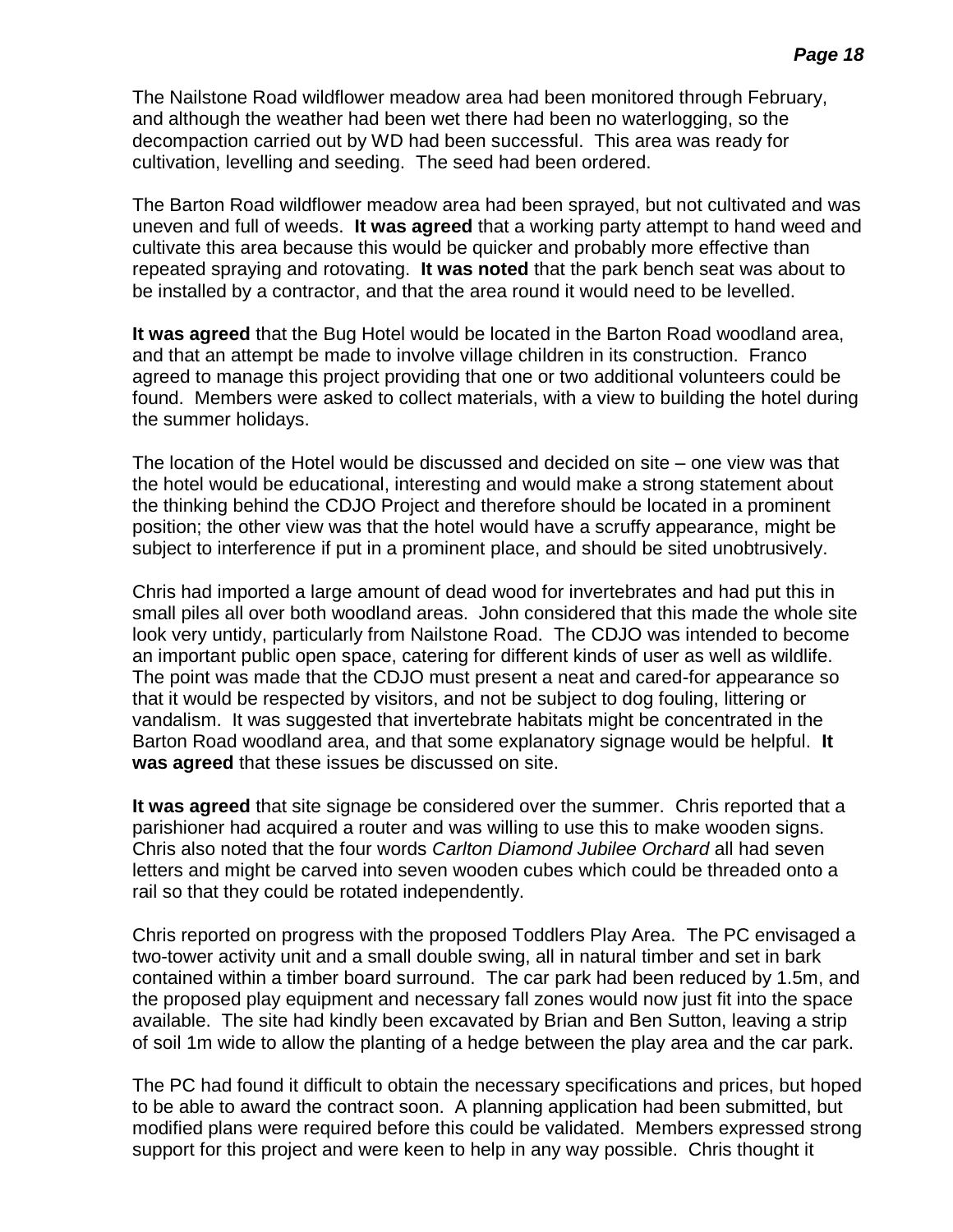The Nailstone Road wildflower meadow area had been monitored through February, and although the weather had been wet there had been no waterlogging, so the decompaction carried out by WD had been successful. This area was ready for cultivation, levelling and seeding. The seed had been ordered.

The Barton Road wildflower meadow area had been sprayed, but not cultivated and was uneven and full of weeds. **It was agreed** that a working party attempt to hand weed and cultivate this area because this would be quicker and probably more effective than repeated spraying and rotovating. **It was noted** that the park bench seat was about to be installed by a contractor, and that the area round it would need to be levelled.

**It was agreed** that the Bug Hotel would be located in the Barton Road woodland area, and that an attempt be made to involve village children in its construction. Franco agreed to manage this project providing that one or two additional volunteers could be found. Members were asked to collect materials, with a view to building the hotel during the summer holidays.

The location of the Hotel would be discussed and decided on site – one view was that the hotel would be educational, interesting and would make a strong statement about the thinking behind the CDJO Project and therefore should be located in a prominent position; the other view was that the hotel would have a scruffy appearance, might be subject to interference if put in a prominent place, and should be sited unobtrusively.

Chris had imported a large amount of dead wood for invertebrates and had put this in small piles all over both woodland areas. John considered that this made the whole site look very untidy, particularly from Nailstone Road. The CDJO was intended to become an important public open space, catering for different kinds of user as well as wildlife. The point was made that the CDJO must present a neat and cared-for appearance so that it would be respected by visitors, and not be subject to dog fouling, littering or vandalism. It was suggested that invertebrate habitats might be concentrated in the Barton Road woodland area, and that some explanatory signage would be helpful. **It was agreed** that these issues be discussed on site.

**It was agreed** that site signage be considered over the summer. Chris reported that a parishioner had acquired a router and was willing to use this to make wooden signs. Chris also noted that the four words *Carlton Diamond Jubilee Orchard* all had seven letters and might be carved into seven wooden cubes which could be threaded onto a rail so that they could be rotated independently.

Chris reported on progress with the proposed Toddlers Play Area. The PC envisaged a two-tower activity unit and a small double swing, all in natural timber and set in bark contained within a timber board surround. The car park had been reduced by 1.5m, and the proposed play equipment and necessary fall zones would now just fit into the space available. The site had kindly been excavated by Brian and Ben Sutton, leaving a strip of soil 1m wide to allow the planting of a hedge between the play area and the car park.

The PC had found it difficult to obtain the necessary specifications and prices, but hoped to be able to award the contract soon. A planning application had been submitted, but modified plans were required before this could be validated. Members expressed strong support for this project and were keen to help in any way possible. Chris thought it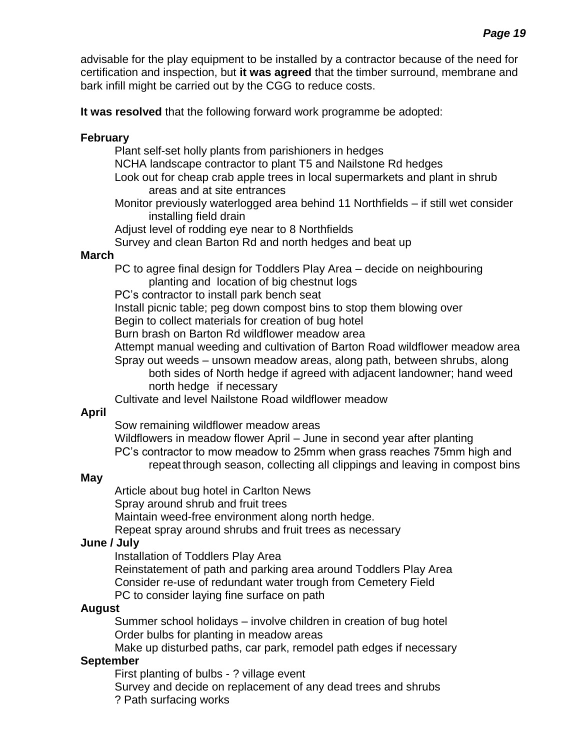advisable for the play equipment to be installed by a contractor because of the need for certification and inspection, but **it was agreed** that the timber surround, membrane and bark infill might be carried out by the CGG to reduce costs.

**It was resolved** that the following forward work programme be adopted:

**February**

- Plant self-set holly plants from parishioners in hedges
- NCHA landscape contractor to plant T5 and Nailstone Rd hedges
- Look out for cheap crab apple trees in local supermarkets and plant in shrub areas and at site entrances
- Monitor previously waterlogged area behind 11 Northfields – if still wet consider installing field drain
- Adjust level of rodding eye near to 8 Northfields
- Survey and clean Barton Rd and north hedges and beat up

**March**

- PC to agree final design for Toddlers Play Area – decide on neighbouring planting and location of big chestnut logs
- PC's contractor to install park bench seat
- Install picnic table; peg down compost bins to stop them blowing over
- Begin to collect materials for creation of bug hotel
- Burn brash on Barton Rd wildflower meadow area
- Attempt manual weeding and cultivation of Barton Road wildflower meadow area
- Spray out weeds – unsown meadow areas, along path, between shrubs, along both sides of North hedge if agreed with adjacent landowner; hand weed north hedge if necessary
- Cultivate and level Nailstone Road wildflower meadow

**April**

- Sow remaining wildflower meadow areas
- Wildflowers in meadow flower April – June in second year after planting
- PC's contractor to mow meadow to 25mm when grass reaches 75mm high and repeat through season, collecting all clippings and leaving in compost bins

**May**

- Article about bug hotel in Carlton News
- Spray around shrub and fruit trees
- Maintain weed-free environment along north hedge.
- Repeat spray around shrubs and fruit trees as necessary

**June / July**

- Installation of Toddlers Play Area
- Reinstatement of path and parking area around Toddlers Play Area
- Consider re-use of redundant water trough from Cemetery Field
- PC to consider laying fine surface on path

**August**

- Summer school holidays – involve children in creation of bug hotel
- Order bulbs for planting in meadow areas
- Make up disturbed paths, car park, remodel path edges if necessary

**September**

- First planting of bulbs - ? village event
- Survey and decide on replacement of any dead trees and shrubs
- ? Path surfacing works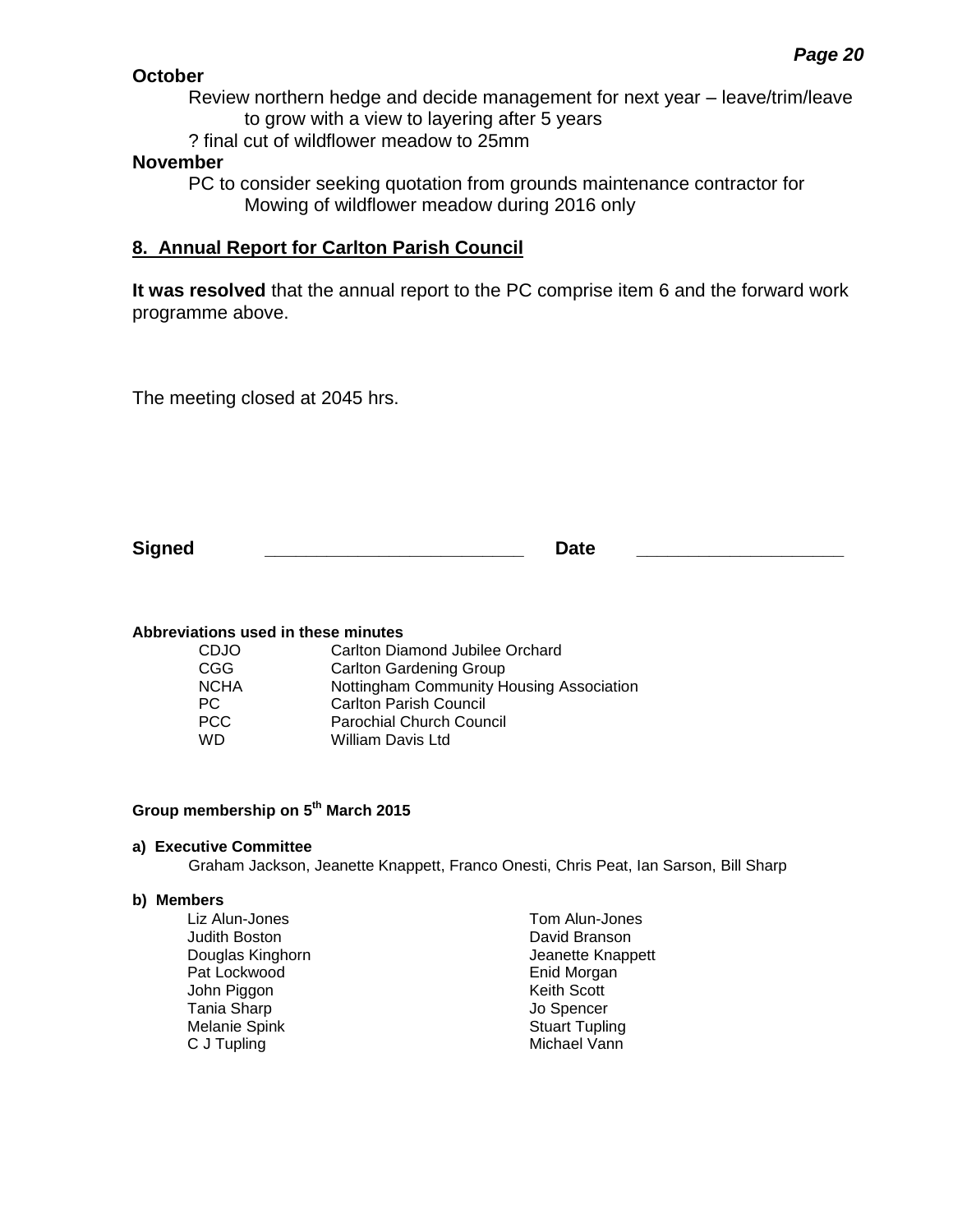**October**

Review northern hedge and decide management for next year – leave/trim/leave to grow with a view to layering after 5 years

? final cut of wildflower meadow to 25mm

**November**

PC to consider seeking quotation from grounds maintenance contractor for Mowing of wildflower meadow during 2016 only

## 8. Annual Report for Carlton Parish Council

**It was resolved** that the annual report to the PC comprise item 6 and the forward work programme above.

The meeting closed at 2045 hrs.

**Signed** \_\_\_\_\_\_\_\_\_\_\_\_\_\_\_\_\_\_\_\_\_\_\_\_\_\_ **Date** \_\_\_\_\_\_\_\_\_\_\_\_\_\_\_\_\_\_\_\_\_

**Abbreviations used in these minutes**

| | |
|---|---|
| CDJO | Carlton Diamond Jubilee Orchard |
| CGG | Carlton Gardening Group |
| NCHA | Nottingham Community Housing Association |
| PC | Carlton Parish Council |
| PCC | Parochial Church Council |
| WD | William Davis Ltd |

**Group membership on 5th March 2015**

**a) Executive Committee**

Graham Jackson, Jeanette Knappett, Franco Onesti, Chris Peat, Ian Sarson, Bill Sharp

**b) Members**

| | |
|---|---|
| Liz Alun-Jones | Tom Alun-Jones |
| Judith Boston | David Branson |
| Douglas Kinghorn | Jeanette Knappett |
| Pat Lockwood | Enid Morgan |
| John Piggon | Keith Scott |
| Tania Sharp | Jo Spencer |
| Melanie Spink | Stuart Tupling |
| C J Tupling | Michael Vann |